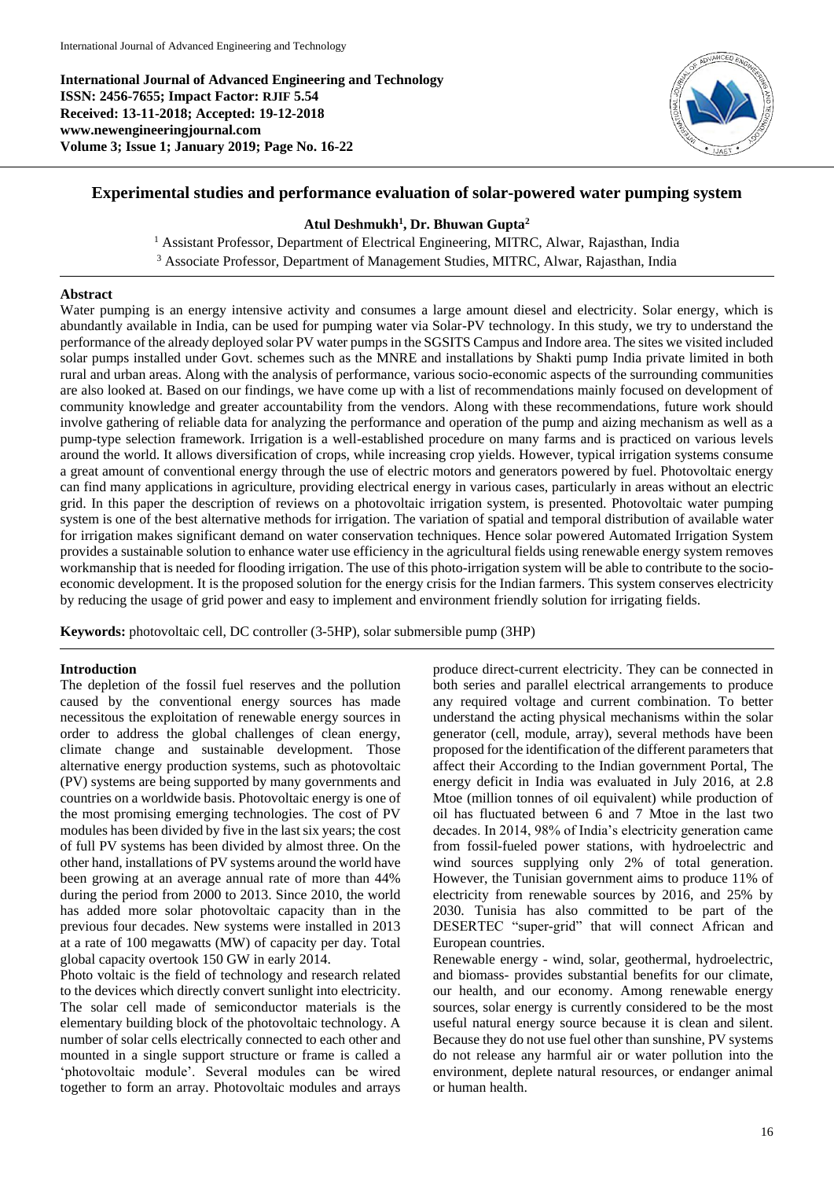International Journal of Advanced Engineering and Technology
ISSN: 2456-7655; Impact Factor: RJIF 5.54
Received: 13-11-2018; Accepted: 19-12-2018
www.newengineeringjournal.com
Volume 3; Issue 1; January 2019; Page No. 16-22

# Experimental studies and performance evaluation of solar-powered water pumping system

**Atul Deshmukh[1], Dr. Bhuwan Gupta[2]**

[1] Assistant Professor, Department of Electrical Engineering, MITRC, Alwar, Rajasthan, India
[3] Associate Professor, Department of Management Studies, MITRC, Alwar, Rajasthan, India

## Abstract

Water pumping is an energy intensive activity and consumes a large amount diesel and electricity. Solar energy, which is abundantly available in India, can be used for pumping water via Solar-PV technology. In this study, we try to understand the performance of the already deployed solar PV water pumps in the SGSITS Campus and Indore area. The sites we visited included solar pumps installed under Govt. schemes such as the MNRE and installations by Shakti pump India private limited in both rural and urban areas. Along with the analysis of performance, various socio-economic aspects of the surrounding communities are also looked at. Based on our findings, we have come up with a list of recommendations mainly focused on development of community knowledge and greater accountability from the vendors. Along with these recommendations, future work should involve gathering of reliable data for analyzing the performance and operation of the pump and aizing mechanism as well as a pump-type selection framework. Irrigation is a well-established procedure on many farms and is practiced on various levels around the world. It allows diversification of crops, while increasing crop yields. However, typical irrigation systems consume a great amount of conventional energy through the use of electric motors and generators powered by fuel. Photovoltaic energy can find many applications in agriculture, providing electrical energy in various cases, particularly in areas without an electric grid. In this paper the description of reviews on a photovoltaic irrigation system, is presented. Photovoltaic water pumping system is one of the best alternative methods for irrigation. The variation of spatial and temporal distribution of available water for irrigation makes significant demand on water conservation techniques. Hence solar powered Automated Irrigation System provides a sustainable solution to enhance water use efficiency in the agricultural fields using renewable energy system removes workmanship that is needed for flooding irrigation. The use of this photo-irrigation system will be able to contribute to the socio-economic development. It is the proposed solution for the energy crisis for the Indian farmers. This system conserves electricity by reducing the usage of grid power and easy to implement and environment friendly solution for irrigating fields.

**Keywords:** photovoltaic cell, DC controller (3-5HP), solar submersible pump (3HP)

## Introduction

The depletion of the fossil fuel reserves and the pollution caused by the conventional energy sources has made necessitous the exploitation of renewable energy sources in order to address the global challenges of clean energy, climate change and sustainable development. Those alternative energy production systems, such as photovoltaic (PV) systems are being supported by many governments and countries on a worldwide basis. Photovoltaic energy is one of the most promising emerging technologies. The cost of PV modules has been divided by five in the last six years; the cost of full PV systems has been divided by almost three. On the other hand, installations of PV systems around the world have been growing at an average annual rate of more than 44% during the period from 2000 to 2013. Since 2010, the world has added more solar photovoltaic capacity than in the previous four decades. New systems were installed in 2013 at a rate of 100 megawatts (MW) of capacity per day. Total global capacity overtook 150 GW in early 2014.

Photo voltaic is the field of technology and research related to the devices which directly convert sunlight into electricity. The solar cell made of semiconductor materials is the elementary building block of the photovoltaic technology. A number of solar cells electrically connected to each other and mounted in a single support structure or frame is called a 'photovoltaic module'. Several modules can be wired together to form an array. Photovoltaic modules and arrays produce direct-current electricity. They can be connected in both series and parallel electrical arrangements to produce any required voltage and current combination. To better understand the acting physical mechanisms within the solar generator (cell, module, array), several methods have been proposed for the identification of the different parameters that affect their According to the Indian government Portal, The energy deficit in India was evaluated in July 2016, at 2.8 Mtoe (million tonnes of oil equivalent) while production of oil has fluctuated between 6 and 7 Mtoe in the last two decades. In 2014, 98% of India's electricity generation came from fossil-fueled power stations, with hydroelectric and wind sources supplying only 2% of total generation. However, the Tunisian government aims to produce 11% of electricity from renewable sources by 2016, and 25% by 2030. Tunisia has also committed to be part of the DESERTEC "super-grid" that will connect African and European countries.

Renewable energy - wind, solar, geothermal, hydroelectric, and biomass- provides substantial benefits for our climate, our health, and our economy. Among renewable energy sources, solar energy is currently considered to be the most useful natural energy source because it is clean and silent. Because they do not use fuel other than sunshine, PV systems do not release any harmful air or water pollution into the environment, deplete natural resources, or endanger animal or human health.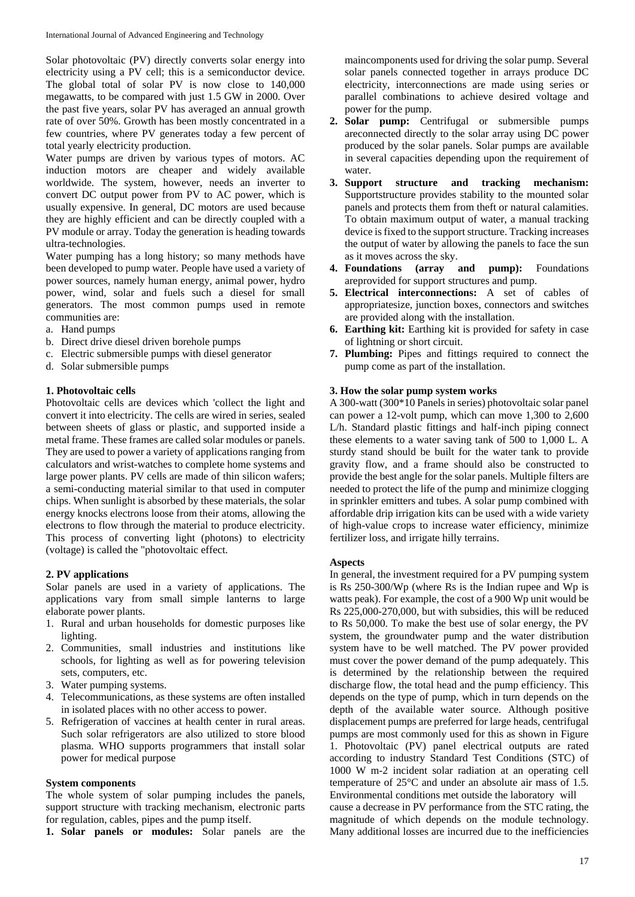Solar photovoltaic (PV) directly converts solar energy into electricity using a PV cell; this is a semiconductor device. The global total of solar PV is now close to 140,000 megawatts, to be compared with just 1.5 GW in 2000. Over the past five years, solar PV has averaged an annual growth rate of over 50%. Growth has been mostly concentrated in a few countries, where PV generates today a few percent of total yearly electricity production.

Water pumps are driven by various types of motors. AC induction motors are cheaper and widely available worldwide. The system, however, needs an inverter to convert DC output power from PV to AC power, which is usually expensive. In general, DC motors are used because they are highly efficient and can be directly coupled with a PV module or array. Today the generation is heading towards ultra-technologies.

Water pumping has a long history; so many methods have been developed to pump water. People have used a variety of power sources, namely human energy, animal power, hydro power, wind, solar and fuels such a diesel for small generators. The most common pumps used in remote communities are:

a. Hand pumps
b. Direct drive diesel driven borehole pumps
c. Electric submersible pumps with diesel generator
d. Solar submersible pumps

### 1. Photovoltaic cells

Photovoltaic cells are devices which 'collect the light and convert it into electricity. The cells are wired in series, sealed between sheets of glass or plastic, and supported inside a metal frame. These frames are called solar modules or panels. They are used to power a variety of applications ranging from calculators and wrist-watches to complete home systems and large power plants. PV cells are made of thin silicon wafers; a semi-conducting material similar to that used in computer chips. When sunlight is absorbed by these materials, the solar energy knocks electrons loose from their atoms, allowing the electrons to flow through the material to produce electricity. This process of converting light (photons) to electricity (voltage) is called the "photovoltaic effect.

### 2. PV applications

Solar panels are used in a variety of applications. The applications vary from small simple lanterns to large elaborate power plants.

1. Rural and urban households for domestic purposes like lighting.
2. Communities, small industries and institutions like schools, for lighting as well as for powering television sets, computers, etc.
3. Water pumping systems.
4. Telecommunications, as these systems are often installed in isolated places with no other access to power.
5. Refrigeration of vaccines at health center in rural areas. Such solar refrigerators are also utilized to store blood plasma. WHO supports programmers that install solar power for medical purpose

### System components

The whole system of solar pumping includes the panels, support structure with tracking mechanism, electronic parts for regulation, cables, pipes and the pump itself.

1. **Solar panels or modules:** Solar panels are the maincomponents used for driving the solar pump. Several solar panels connected together in arrays produce DC electricity, interconnections are made using series or parallel combinations to achieve desired voltage and power for the pump.
2. **Solar pump:** Centrifugal or submersible pumps areconnected directly to the solar array using DC power produced by the solar panels. Solar pumps are available in several capacities depending upon the requirement of water.
3. **Support structure and tracking mechanism:** Supportstructure provides stability to the mounted solar panels and protects them from theft or natural calamities. To obtain maximum output of water, a manual tracking device is fixed to the support structure. Tracking increases the output of water by allowing the panels to face the sun as it moves across the sky.
4. **Foundations (array and pump):** Foundations areprovided for support structures and pump.
5. **Electrical interconnections:** A set of cables of appropriatesize, junction boxes, connectors and switches are provided along with the installation.
6. **Earthing kit:** Earthing kit is provided for safety in case of lightning or short circuit.
7. **Plumbing:** Pipes and fittings required to connect the pump come as part of the installation.

### 3. How the solar pump system works

A 300-watt (300*10 Panels in series) photovoltaic solar panel can power a 12-volt pump, which can move 1,300 to 2,600 L/h. Standard plastic fittings and half-inch piping connect these elements to a water saving tank of 500 to 1,000 L. A sturdy stand should be built for the water tank to provide gravity flow, and a frame should also be constructed to provide the best angle for the solar panels. Multiple filters are needed to protect the life of the pump and minimize clogging in sprinkler emitters and tubes. A solar pump combined with affordable drip irrigation kits can be used with a wide variety of high-value crops to increase water efficiency, minimize fertilizer loss, and irrigate hilly terrains.

### Aspects

In general, the investment required for a PV pumping system is Rs 250-300/Wp (where Rs is the Indian rupee and Wp is watts peak). For example, the cost of a 900 Wp unit would be Rs 225,000-270,000, but with subsidies, this will be reduced to Rs 50,000. To make the best use of solar energy, the PV system, the groundwater pump and the water distribution system have to be well matched. The PV power provided must cover the power demand of the pump adequately. This is determined by the relationship between the required discharge flow, the total head and the pump efficiency. This depends on the type of pump, which in turn depends on the depth of the available water source. Although positive displacement pumps are preferred for large heads, centrifugal pumps are most commonly used for this as shown in Figure 1. Photovoltaic (PV) panel electrical outputs are rated according to industry Standard Test Conditions (STC) of 1000 W m-2 incident solar radiation at an operating cell temperature of 25°C and under an absolute air mass of 1.5. Environmental conditions met outside the laboratory will cause a decrease in PV performance from the STC rating, the magnitude of which depends on the module technology. Many additional losses are incurred due to the inefficiencies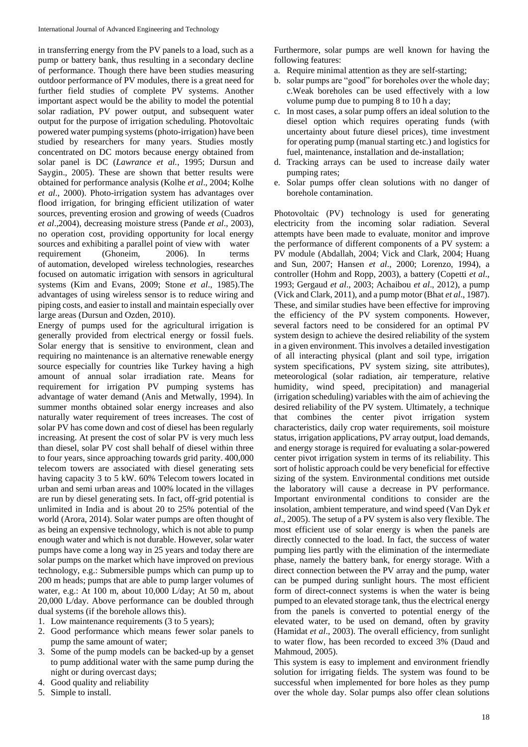in transferring energy from the PV panels to a load, such as a pump or battery bank, thus resulting in a secondary decline of performance. Though there have been studies measuring outdoor performance of PV modules, there is a great need for further field studies of complete PV systems. Another important aspect would be the ability to model the potential solar radiation, PV power output, and subsequent water output for the purpose of irrigation scheduling. Photovoltaic powered water pumping systems (photo-irrigation) have been studied by researchers for many years. Studies mostly concentrated on DC motors because energy obtained from solar panel is DC (*Lawrance et al.*, 1995; Dursun and Saygin., 2005). These are shown that better results were obtained for performance analysis (Kolhe *et al*., 2004; Kolhe *et al*., 2000). Photo-irrigation system has advantages over flood irrigation, for bringing efficient utilization of water sources, preventing erosion and growing of weeds (Cuadros *et al*.,2004), decreasing moisture stress (Pande *et al*., 2003), no operation cost, providing opportunity for local energy sources and exhibiting a parallel point of view with water requirement (Ghoneim, 2006). In terms of automation, developed wireless technologies, researches focused on automatic irrigation with sensors in agricultural systems (Kim and Evans, 2009; Stone *et al*., 1985).The advantages of using wireless sensor is to reduce wiring and piping costs, and easier to install and maintain especially over large areas (Dursun and Ozden, 2010).

Energy of pumps used for the agricultural irrigation is generally provided from electrical energy or fossil fuels. Solar energy that is sensitive to environment, clean and requiring no maintenance is an alternative renewable energy source especially for countries like Turkey having a high amount of annual solar irradiation rate. Means for requirement for irrigation PV pumping systems has advantage of water demand (Anis and Metwally, 1994). In summer months obtained solar energy increases and also naturally water requirement of trees increases. The cost of solar PV has come down and cost of diesel has been regularly increasing. At present the cost of solar PV is very much less than diesel, solar PV cost shall behalf of diesel within three to four years, since approaching towards grid parity. 400,000 telecom towers are associated with diesel generating sets having capacity 3 to 5 kW. 60% Telecom towers located in urban and semi urban areas and 100% located in the villages are run by diesel generating sets. In fact, off-grid potential is unlimited in India and is about 20 to 25% potential of the world (Arora, 2014). Solar water pumps are often thought of as being an expensive technology, which is not able to pump enough water and which is not durable. However, solar water pumps have come a long way in 25 years and today there are solar pumps on the market which have improved on previous technology, e.g.: Submersible pumps which can pump up to 200 m heads; pumps that are able to pump larger volumes of water, e.g.: At 100 m, about 10,000 L/day; At 50 m, about 20,000 L/day. Above performance can be doubled through dual systems (if the borehole allows this).

1. Low maintenance requirements (3 to 5 years);
2. Good performance which means fewer solar panels to pump the same amount of water;
3. Some of the pump models can be backed-up by a genset to pump additional water with the same pump during the night or during overcast days;
4. Good quality and reliability
5. Simple to install.

Furthermore, solar pumps are well known for having the following features:

a. Require minimal attention as they are self-starting;
b. solar pumps are "good" for boreholes over the whole day; c.Weak boreholes can be used effectively with a low volume pump due to pumping 8 to 10 h a day;
c. In most cases, a solar pump offers an ideal solution to the diesel option which requires operating funds (with uncertainty about future diesel prices), time investment for operating pump (manual starting etc.) and logistics for fuel, maintenance, installation and de-installation;
d. Tracking arrays can be used to increase daily water pumping rates;
e. Solar pumps offer clean solutions with no danger of borehole contamination.

Photovoltaic (PV) technology is used for generating electricity from the incoming solar radiation. Several attempts have been made to evaluate, monitor and improve the performance of different components of a PV system: a PV module (Abdallah, 2004; Vick and Clark, 2004; Huang and Sun, 2007; Hansen *et al*., 2000; Lorenzo, 1994), a controller (Hohm and Ropp, 2003), a battery (Copetti *et al*., 1993; Gergaud *et al*., 2003; Achaibou *et al*., 2012), a pump (Vick and Clark, 2011), and a pump motor (Bhat *et al*., 1987). These, and similar studies have been effective for improving the efficiency of the PV system components. However, several factors need to be considered for an optimal PV system design to achieve the desired reliability of the system in a given environment. This involves a detailed investigation of all interacting physical (plant and soil type, irrigation system specifications, PV system sizing, site attributes), meteorological (solar radiation, air temperature, relative humidity, wind speed, precipitation) and managerial (irrigation scheduling) variables with the aim of achieving the desired reliability of the PV system. Ultimately, a technique that combines the center pivot irrigation system characteristics, daily crop water requirements, soil moisture status, irrigation applications, PV array output, load demands, and energy storage is required for evaluating a solar-powered center pivot irrigation system in terms of its reliability. This sort of holistic approach could be very beneficial for effective sizing of the system. Environmental conditions met outside the laboratory will cause a decrease in PV performance. Important environmental conditions to consider are the insolation, ambient temperature, and wind speed (Van Dyk *et al*., 2005). The setup of a PV system is also very flexible. The most efficient use of solar energy is when the panels are directly connected to the load. In fact, the success of water pumping lies partly with the elimination of the intermediate phase, namely the battery bank, for energy storage. With a direct connection between the PV array and the pump, water can be pumped during sunlight hours. The most efficient form of direct-connect systems is when the water is being pumped to an elevated storage tank, thus the electrical energy from the panels is converted to potential energy of the elevated water, to be used on demand, often by gravity (Hamidat *et al*., 2003). The overall efficiency, from sunlight to water flow, has been recorded to exceed 3% (Daud and Mahmoud, 2005).

This system is easy to implement and environment friendly solution for irrigating fields. The system was found to be successful when implemented for bore holes as they pump over the whole day. Solar pumps also offer clean solutions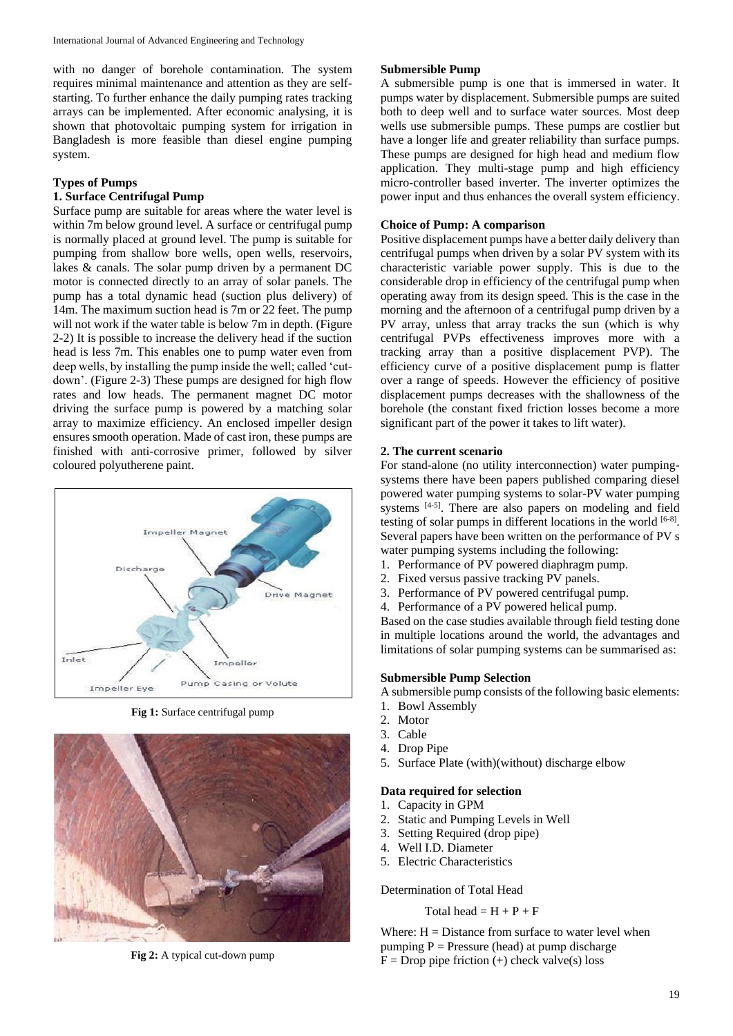with no danger of borehole contamination. The system requires minimal maintenance and attention as they are self-starting. To further enhance the daily pumping rates tracking arrays can be implemented. After economic analysing, it is shown that photovoltaic pumping system for irrigation in Bangladesh is more feasible than diesel engine pumping system.

## Types of Pumps

### 1. Surface Centrifugal Pump

Surface pump are suitable for areas where the water level is within 7m below ground level. A surface or centrifugal pump is normally placed at ground level. The pump is suitable for pumping from shallow bore wells, open wells, reservoirs, lakes & canals. The solar pump driven by a permanent DC motor is connected directly to an array of solar panels. The pump has a total dynamic head (suction plus delivery) of 14m. The maximum suction head is 7m or 22 feet. The pump will not work if the water table is below 7m in depth. (Figure 2-2) It is possible to increase the delivery head if the suction head is less 7m. This enables one to pump water even from deep wells, by installing the pump inside the well; called 'cut-down'. (Figure 2-3) These pumps are designed for high flow rates and low heads. The permanent magnet DC motor driving the surface pump is powered by a matching solar array to maximize efficiency. An enclosed impeller design ensures smooth operation. Made of cast iron, these pumps are finished with anti-corrosive primer, followed by silver coloured polyutherene paint.

**Fig 1:** Surface centrifugal pump

**Fig 2:** A typical cut-down pump

### Submersible Pump

A submersible pump is one that is immersed in water. It pumps water by displacement. Submersible pumps are suited both to deep well and to surface water sources. Most deep wells use submersible pumps. These pumps are costlier but have a longer life and greater reliability than surface pumps. These pumps are designed for high head and medium flow application. They multi-stage pump and high efficiency micro-controller based inverter. The inverter optimizes the power input and thus enhances the overall system efficiency.

### Choice of Pump: A comparison

Positive displacement pumps have a better daily delivery than centrifugal pumps when driven by a solar PV system with its characteristic variable power supply. This is due to the considerable drop in efficiency of the centrifugal pump when operating away from its design speed. This is the case in the morning and the afternoon of a centrifugal pump driven by a PV array, unless that array tracks the sun (which is why centrifugal PVPs effectiveness improves more with a tracking array than a positive displacement PVP). The efficiency curve of a positive displacement pump is flatter over a range of speeds. However the efficiency of positive displacement pumps decreases with the shallowness of the borehole (the constant fixed friction losses become a more significant part of the power it takes to lift water).

## 2. The current scenario

For stand-alone (no utility interconnection) water pumping-systems there have been papers published comparing diesel powered water pumping systems to solar-PV water pumping systems [4-5]. There are also papers on modeling and field testing of solar pumps in different locations in the world [6-8]. Several papers have been written on the performance of PV s water pumping systems including the following:

1. Performance of PV powered diaphragm pump.
2. Fixed versus passive tracking PV panels.
3. Performance of PV powered centrifugal pump.
4. Performance of a PV powered helical pump.

Based on the case studies available through field testing done in multiple locations around the world, the advantages and limitations of solar pumping systems can be summarised as:

### Submersible Pump Selection

A submersible pump consists of the following basic elements:

1. Bowl Assembly
2. Motor
3. Cable
4. Drop Pipe
5. Surface Plate (with)(without) discharge elbow

### Data required for selection

1. Capacity in GPM
2. Static and Pumping Levels in Well
3. Setting Required (drop pipe)
4. Well I.D. Diameter
5. Electric Characteristics

Determination of Total Head

$$\text{Total head} = H + P + F$$

Where: H = Distance from surface to water level when pumping P = Pressure (head) at pump discharge
F = Drop pipe friction (+) check valve(s) loss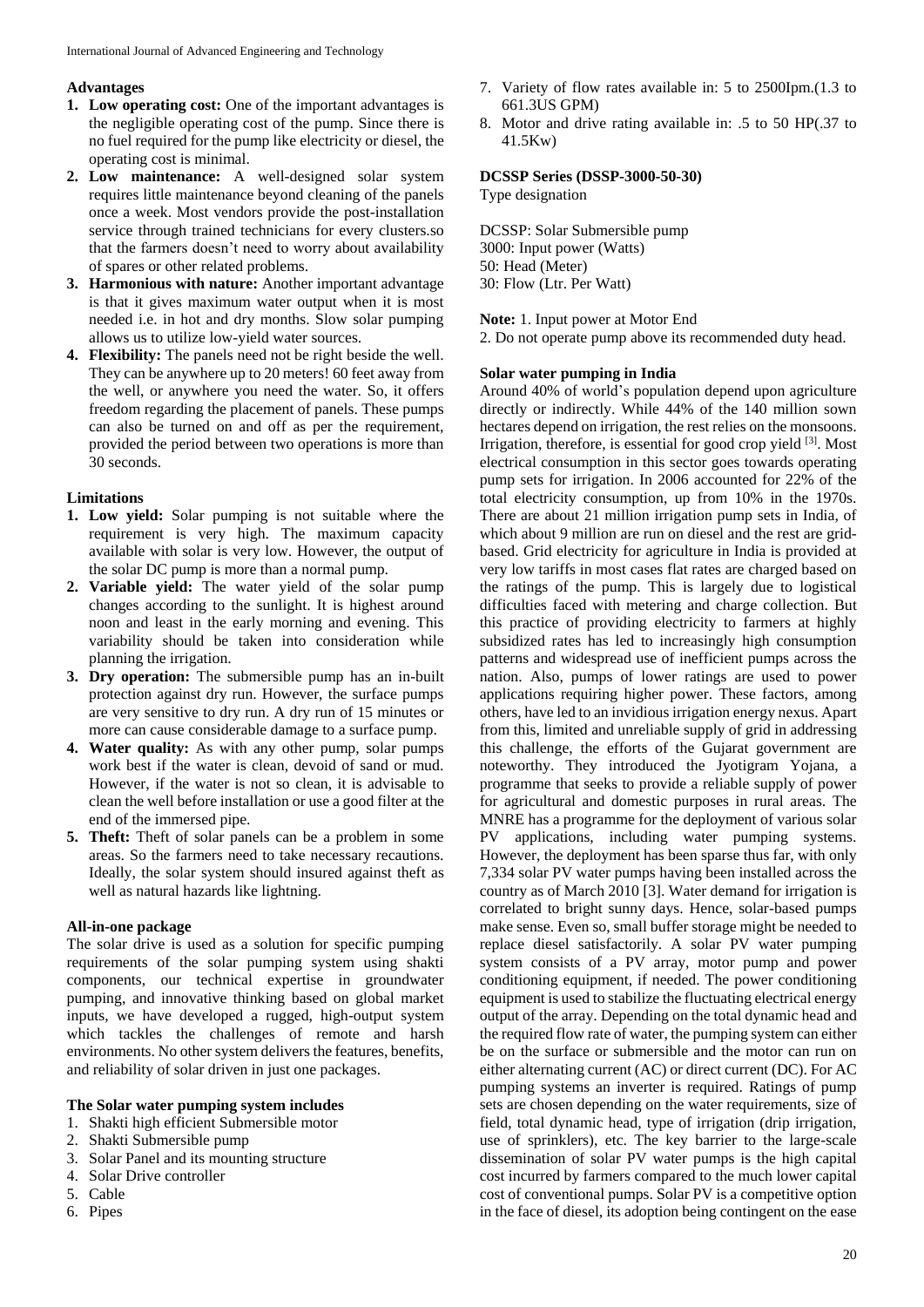## Advantages

1. **Low operating cost:** One of the important advantages is the negligible operating cost of the pump. Since there is no fuel required for the pump like electricity or diesel, the operating cost is minimal.
2. **Low maintenance:** A well-designed solar system requires little maintenance beyond cleaning of the panels once a week. Most vendors provide the post-installation service through trained technicians for every clusters.so that the farmers doesn't need to worry about availability of spares or other related problems.
3. **Harmonious with nature:** Another important advantage is that it gives maximum water output when it is most needed i.e. in hot and dry months. Slow solar pumping allows us to utilize low-yield water sources.
4. **Flexibility:** The panels need not be right beside the well. They can be anywhere up to 20 meters! 60 feet away from the well, or anywhere you need the water. So, it offers freedom regarding the placement of panels. These pumps can also be turned on and off as per the requirement, provided the period between two operations is more than 30 seconds.

## Limitations

1. **Low yield:** Solar pumping is not suitable where the requirement is very high. The maximum capacity available with solar is very low. However, the output of the solar DC pump is more than a normal pump.
2. **Variable yield:** The water yield of the solar pump changes according to the sunlight. It is highest around noon and least in the early morning and evening. This variability should be taken into consideration while planning the irrigation.
3. **Dry operation:** The submersible pump has an in-built protection against dry run. However, the surface pumps are very sensitive to dry run. A dry run of 15 minutes or more can cause considerable damage to a surface pump.
4. **Water quality:** As with any other pump, solar pumps work best if the water is clean, devoid of sand or mud. However, if the water is not so clean, it is advisable to clean the well before installation or use a good filter at the end of the immersed pipe.
5. **Theft:** Theft of solar panels can be a problem in some areas. So the farmers need to take necessary recautions. Ideally, the solar system should insured against theft as well as natural hazards like lightning.

## All-in-one package

The solar drive is used as a solution for specific pumping requirements of the solar pumping system using shakti components, our technical expertise in groundwater pumping, and innovative thinking based on global market inputs, we have developed a rugged, high-output system which tackles the challenges of remote and harsh environments. No other system delivers the features, benefits, and reliability of solar driven in just one packages.

## The Solar water pumping system includes

1. Shakti high efficient Submersible motor
2. Shakti Submersible pump
3. Solar Panel and its mounting structure
4. Solar Drive controller
5. Cable
6. Pipes
7. Variety of flow rates available in: 5 to 2500Ipm.(1.3 to 661.3US GPM)
8. Motor and drive rating available in: .5 to 50 HP(.37 to 41.5Kw)

## DCSSP Series (DSSP-3000-50-30)

Type designation

DCSSP: Solar Submersible pump
3000: Input power (Watts)
50: Head (Meter)
30: Flow (Ltr. Per Watt)

**Note:** 1. Input power at Motor End
2. Do not operate pump above its recommended duty head.

## Solar water pumping in India

Around 40% of world's population depend upon agriculture directly or indirectly. While 44% of the 140 million sown hectares depend on irrigation, the rest relies on the monsoons. Irrigation, therefore, is essential for good crop yield [3]. Most electrical consumption in this sector goes towards operating pump sets for irrigation. In 2006 accounted for 22% of the total electricity consumption, up from 10% in the 1970s. There are about 21 million irrigation pump sets in India, of which about 9 million are run on diesel and the rest are grid-based. Grid electricity for agriculture in India is provided at very low tariffs in most cases flat rates are charged based on the ratings of the pump. This is largely due to logistical difficulties faced with metering and charge collection. But this practice of providing electricity to farmers at highly subsidized rates has led to increasingly high consumption patterns and widespread use of inefficient pumps across the nation. Also, pumps of lower ratings are used to power applications requiring higher power. These factors, among others, have led to an invidious irrigation energy nexus. Apart from this, limited and unreliable supply of grid in addressing this challenge, the efforts of the Gujarat government are noteworthy. They introduced the Jyotigram Yojana, a programme that seeks to provide a reliable supply of power for agricultural and domestic purposes in rural areas. The MNRE has a programme for the deployment of various solar PV applications, including water pumping systems. However, the deployment has been sparse thus far, with only 7,334 solar PV water pumps having been installed across the country as of March 2010 [3]. Water demand for irrigation is correlated to bright sunny days. Hence, solar-based pumps make sense. Even so, small buffer storage might be needed to replace diesel satisfactorily. A solar PV water pumping system consists of a PV array, motor pump and power conditioning equipment, if needed. The power conditioning equipment is used to stabilize the fluctuating electrical energy output of the array. Depending on the total dynamic head and the required flow rate of water, the pumping system can either be on the surface or submersible and the motor can run on either alternating current (AC) or direct current (DC). For AC pumping systems an inverter is required. Ratings of pump sets are chosen depending on the water requirements, size of field, total dynamic head, type of irrigation (drip irrigation, use of sprinklers), etc. The key barrier to the large-scale dissemination of solar PV water pumps is the high capital cost incurred by farmers compared to the much lower capital cost of conventional pumps. Solar PV is a competitive option in the face of diesel, its adoption being contingent on the ease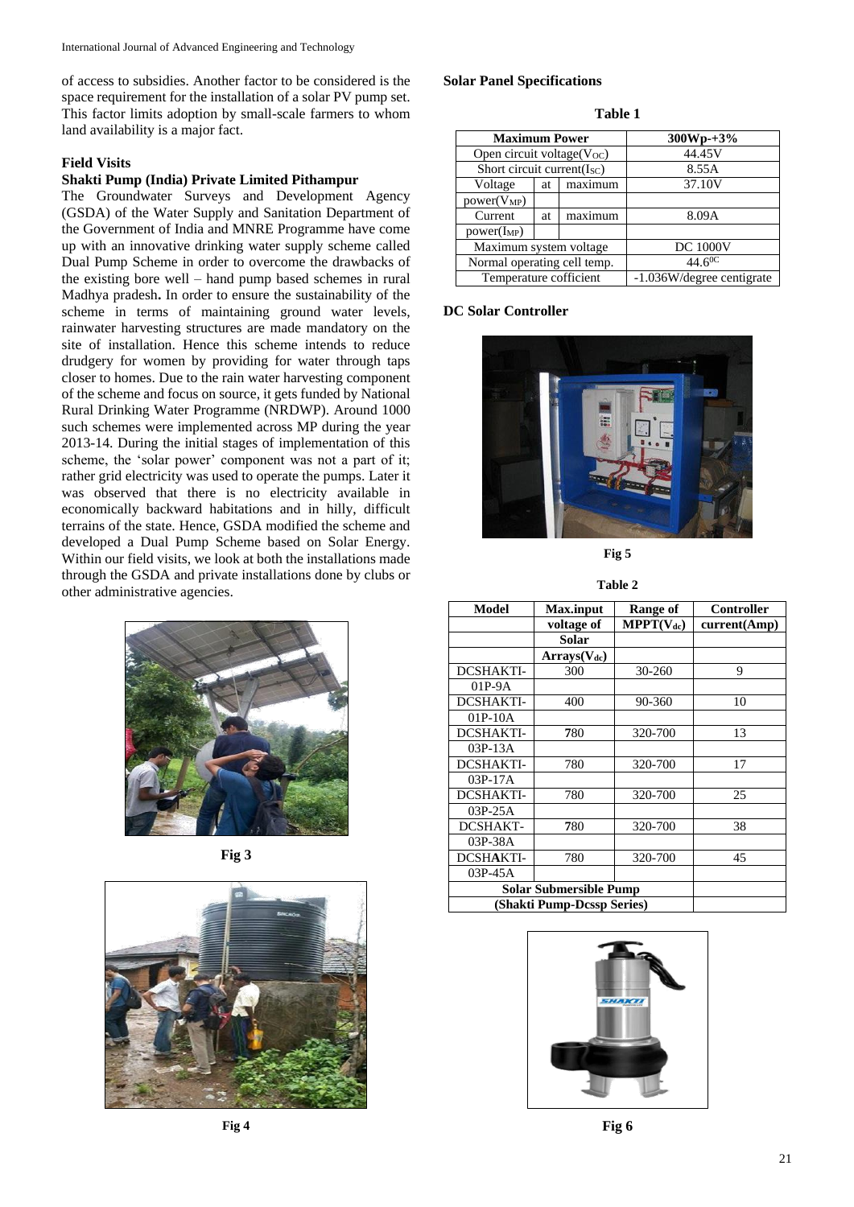of access to subsidies. Another factor to be considered is the space requirement for the installation of a solar PV pump set. This factor limits adoption by small-scale farmers to whom land availability is a major fact.

## Field Visits

### Shakti Pump (India) Private Limited Pithampur

The Groundwater Surveys and Development Agency (GSDA) of the Water Supply and Sanitation Department of the Government of India and MNRE Programme have come up with an innovative drinking water supply scheme called Dual Pump Scheme in order to overcome the drawbacks of the existing bore well – hand pump based schemes in rural Madhya pradesh**.** In order to ensure the sustainability of the scheme in terms of maintaining ground water levels, rainwater harvesting structures are made mandatory on the site of installation. Hence this scheme intends to reduce drudgery for women by providing for water through taps closer to homes. Due to the rain water harvesting component of the scheme and focus on source, it gets funded by National Rural Drinking Water Programme (NRDWP). Around 1000 such schemes were implemented across MP during the year 2013-14. During the initial stages of implementation of this scheme, the 'solar power' component was not a part of it; rather grid electricity was used to operate the pumps. Later it was observed that there is no electricity available in economically backward habitations and in hilly, difficult terrains of the state. Hence, GSDA modified the scheme and developed a Dual Pump Scheme based on Solar Energy. Within our field visits, we look at both the installations made through the GSDA and private installations done by clubs or other administrative agencies.

Fig 3

Fig 4

### Solar Panel Specifications

**Table 1**

| Maximum Power | 300Wp-+3% |
|---|---|
| Open circuit voltage($V_{OC}$) | 44.45V |
| Short circuit current($I_{SC}$) | 8.55A |
| Voltage at maximum power($V_{MP}$) | 37.10V |
| Current at maximum power($I_{MP}$) | 8.09A |
| Maximum system voltage | DC 1000V |
| Normal operating cell temp. | $44.6^{0C}$ |
| Temperature cofficient | -1.036W/degree centigrate |

### DC Solar Controller

Fig 5

**Table 2**

| Model | Max.input voltage of Solar Arrays($V_{dc}$) | Range of MPPT($V_{dc}$) | Controller current(Amp) |
|---|---|---|---|
| DCSHAKTI-01P-9A | 300 | 30-260 | 9 |
| DCSHAKTI-01P-10A | 400 | 90-360 | 10 |
| DCSHAKTI-03P-13A | 780 | 320-700 | 13 |
| DCSHAKTI-03P-17A | 780 | 320-700 | 17 |
| DCSHAKTI-03P-25A | 780 | 320-700 | 25 |
| DCSHAKT-03P-38A | 780 | 320-700 | 38 |
| DCSHAKTI-03P-45A | 780 | 320-700 | 45 |

**Solar Submersible Pump (Shakti Pump-Dcssp Series)**

Fig 6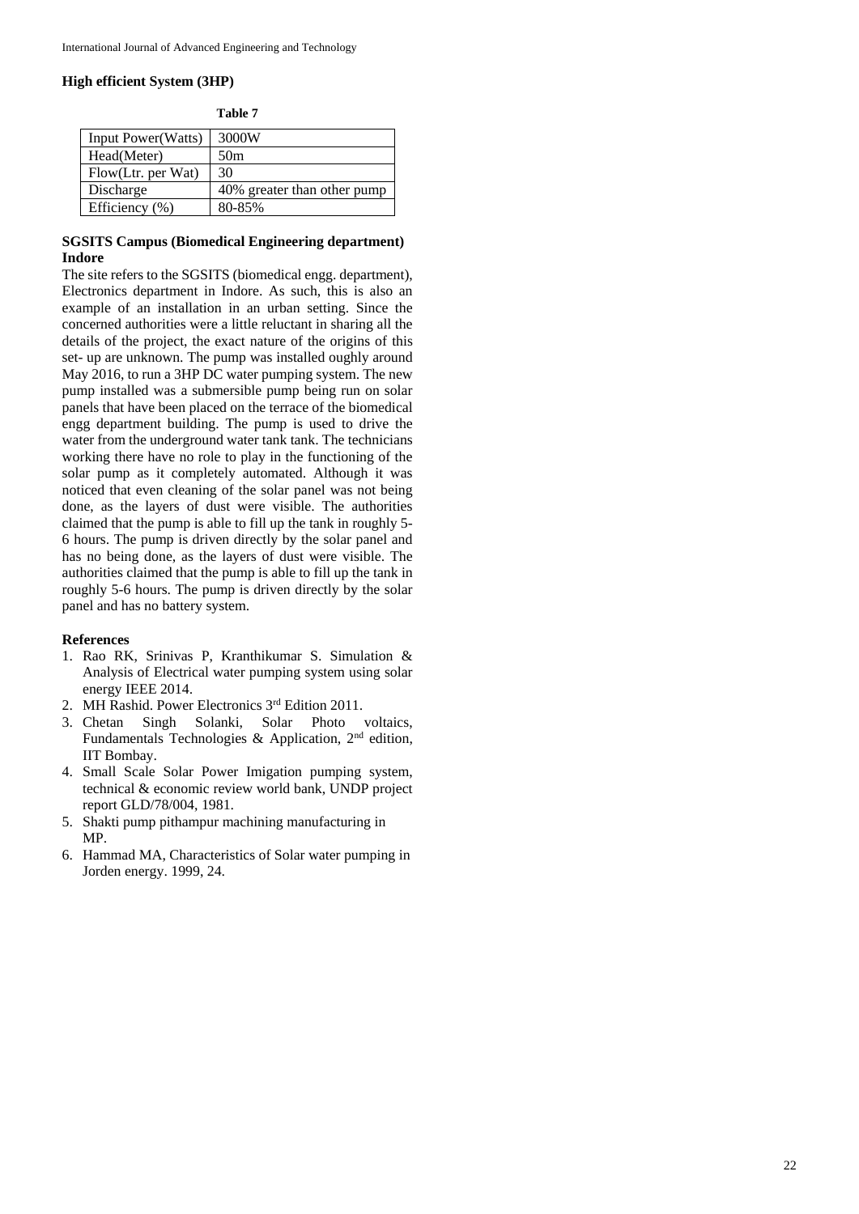**High efficient System (3HP)**

**Table 7**

| | |
|---|---|
| Input Power(Watts) | 3000W |
| Head(Meter) | 50m |
| Flow(Ltr. per Wat) | 30 |
| Discharge | 40% greater than other pump |
| Efficiency (%) | 80-85% |

**SGSITS Campus (Biomedical Engineering department) Indore**

The site refers to the SGSITS (biomedical engg. department), Electronics department in Indore. As such, this is also an example of an installation in an urban setting. Since the concerned authorities were a little reluctant in sharing all the details of the project, the exact nature of the origins of this set- up are unknown. The pump was installed oughly around May 2016, to run a 3HP DC water pumping system. The new pump installed was a submersible pump being run on solar panels that have been placed on the terrace of the biomedical engg department building. The pump is used to drive the water from the underground water tank tank. The technicians working there have no role to play in the functioning of the solar pump as it completely automated. Although it was noticed that even cleaning of the solar panel was not being done, as the layers of dust were visible. The authorities claimed that the pump is able to fill up the tank in roughly 5-6 hours. The pump is driven directly by the solar panel and has no being done, as the layers of dust were visible. The authorities claimed that the pump is able to fill up the tank in roughly 5-6 hours. The pump is driven directly by the solar panel and has no battery system.

**References**

1. Rao RK, Srinivas P, Kranthikumar S. Simulation & Analysis of Electrical water pumping system using solar energy IEEE 2014.
2. MH Rashid. Power Electronics 3rd Edition 2011.
3. Chetan Singh Solanki, Solar Photo voltaics, Fundamentals Technologies & Application, 2nd edition, IIT Bombay.
4. Small Scale Solar Power Imigation pumping system, technical & economic review world bank, UNDP project report GLD/78/004, 1981.
5. Shakti pump pithampur machining manufacturing in MP.
6. Hammad MA, Characteristics of Solar water pumping in Jorden energy. 1999, 24.